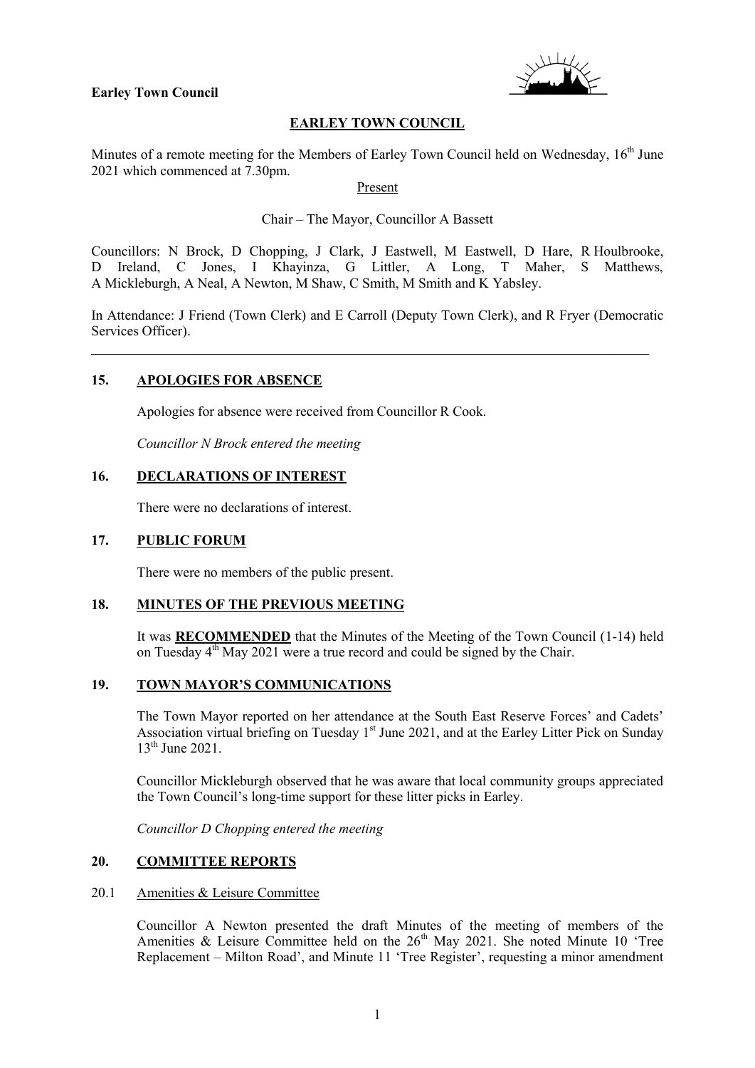**Earley Town Council**

# EARLEY TOWN COUNCIL

Minutes of a remote meeting for the Members of Earley Town Council held on Wednesday, 16th June 2021 which commenced at 7.30pm.

Present

Chair – The Mayor, Councillor A Bassett

Councillors: N Brock, D Chopping, J Clark, J Eastwell, M Eastwell, D Hare, R Houlbrooke, D Ireland, C Jones, I Khayinza, G Littler, A Long, T Maher, S Matthews, A Mickleburgh, A Neal, A Newton, M Shaw, C Smith, M Smith and K Yabsley.

In Attendance: J Friend (Town Clerk) and E Carroll (Deputy Town Clerk), and R Fryer (Democratic Services Officer).

---

## 15. APOLOGIES FOR ABSENCE

Apologies for absence were received from Councillor R Cook.

*Councillor N Brock entered the meeting*

## 16. DECLARATIONS OF INTEREST

There were no declarations of interest.

## 17. PUBLIC FORUM

There were no members of the public present.

## 18. MINUTES OF THE PREVIOUS MEETING

It was **RECOMMENDED** that the Minutes of the Meeting of the Town Council (1-14) held on Tuesday 4th May 2021 were a true record and could be signed by the Chair.

## 19. TOWN MAYOR'S COMMUNICATIONS

The Town Mayor reported on her attendance at the South East Reserve Forces' and Cadets' Association virtual briefing on Tuesday 1st June 2021, and at the Earley Litter Pick on Sunday 13th June 2021.

Councillor Mickleburgh observed that he was aware that local community groups appreciated the Town Council's long-time support for these litter picks in Earley.

*Councillor D Chopping entered the meeting*

## 20. COMMITTEE REPORTS

### 20.1 Amenities & Leisure Committee

Councillor A Newton presented the draft Minutes of the meeting of members of the Amenities & Leisure Committee held on the 26th May 2021. She noted Minute 10 'Tree Replacement – Milton Road', and Minute 11 'Tree Register', requesting a minor amendment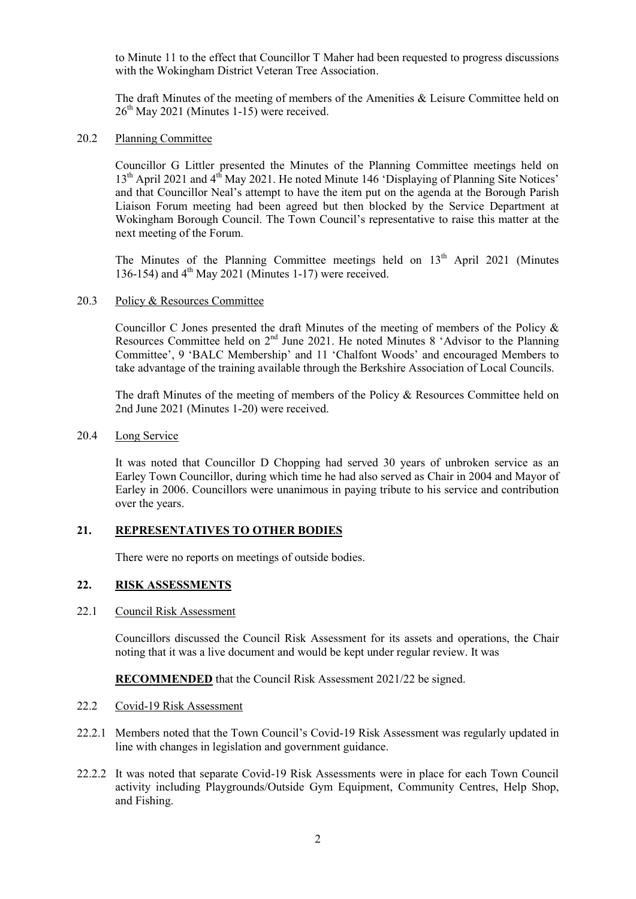to Minute 11 to the effect that Councillor T Maher had been requested to progress discussions with the Wokingham District Veteran Tree Association.

The draft Minutes of the meeting of members of the Amenities & Leisure Committee held on 26th May 2021 (Minutes 1-15) were received.

20.2 Planning Committee

Councillor G Littler presented the Minutes of the Planning Committee meetings held on 13th April 2021 and 4th May 2021. He noted Minute 146 'Displaying of Planning Site Notices' and that Councillor Neal's attempt to have the item put on the agenda at the Borough Parish Liaison Forum meeting had been agreed but then blocked by the Service Department at Wokingham Borough Council. The Town Council's representative to raise this matter at the next meeting of the Forum.

The Minutes of the Planning Committee meetings held on 13th April 2021 (Minutes 136-154) and 4th May 2021 (Minutes 1-17) were received.

20.3 Policy & Resources Committee

Councillor C Jones presented the draft Minutes of the meeting of members of the Policy & Resources Committee held on 2nd June 2021. He noted Minutes 8 'Advisor to the Planning Committee', 9 'BALC Membership' and 11 'Chalfont Woods' and encouraged Members to take advantage of the training available through the Berkshire Association of Local Councils.

The draft Minutes of the meeting of members of the Policy & Resources Committee held on 2nd June 2021 (Minutes 1-20) were received.

20.4 Long Service

It was noted that Councillor D Chopping had served 30 years of unbroken service as an Earley Town Councillor, during which time he had also served as Chair in 2004 and Mayor of Earley in 2006. Councillors were unanimous in paying tribute to his service and contribution over the years.

## 21. REPRESENTATIVES TO OTHER BODIES

There were no reports on meetings of outside bodies.

## 22. RISK ASSESSMENTS

22.1 Council Risk Assessment

Councillors discussed the Council Risk Assessment for its assets and operations, the Chair noting that it was a live document and would be kept under regular review. It was

**RECOMMENDED** that the Council Risk Assessment 2021/22 be signed.

22.2 Covid-19 Risk Assessment

22.2.1 Members noted that the Town Council's Covid-19 Risk Assessment was regularly updated in line with changes in legislation and government guidance.

22.2.2 It was noted that separate Covid-19 Risk Assessments were in place for each Town Council activity including Playgrounds/Outside Gym Equipment, Community Centres, Help Shop, and Fishing.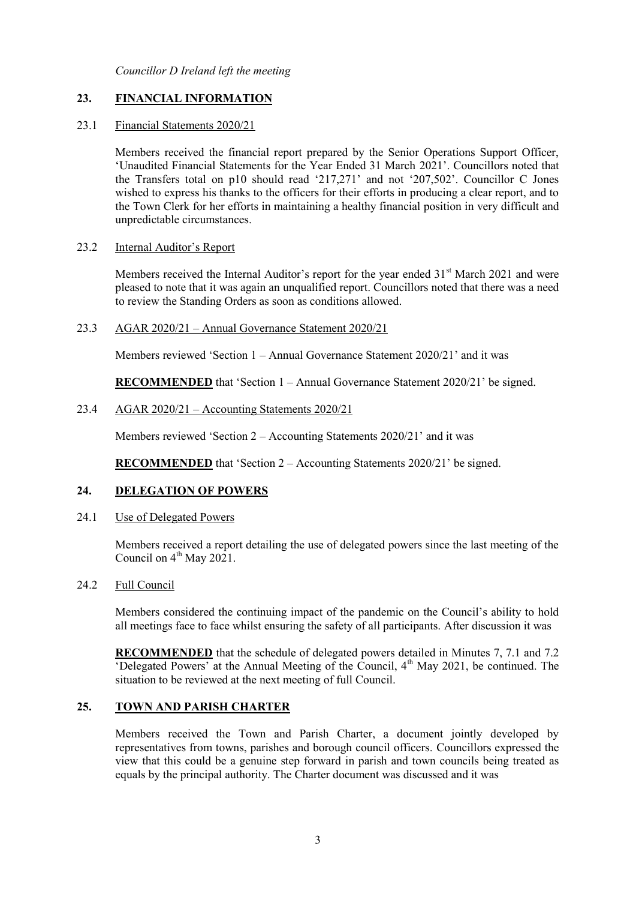*Councillor D Ireland left the meeting*

## 23. FINANCIAL INFORMATION

23.1 Financial Statements 2020/21

Members received the financial report prepared by the Senior Operations Support Officer, 'Unaudited Financial Statements for the Year Ended 31 March 2021'. Councillors noted that the Transfers total on p10 should read '217,271' and not '207,502'. Councillor C Jones wished to express his thanks to the officers for their efforts in producing a clear report, and to the Town Clerk for her efforts in maintaining a healthy financial position in very difficult and unpredictable circumstances.

23.2 Internal Auditor's Report

Members received the Internal Auditor's report for the year ended 31st March 2021 and were pleased to note that it was again an unqualified report. Councillors noted that there was a need to review the Standing Orders as soon as conditions allowed.

23.3 AGAR 2020/21 – Annual Governance Statement 2020/21

Members reviewed 'Section 1 – Annual Governance Statement 2020/21' and it was

**RECOMMENDED** that 'Section 1 – Annual Governance Statement 2020/21' be signed.

23.4 AGAR 2020/21 – Accounting Statements 2020/21

Members reviewed 'Section 2 – Accounting Statements 2020/21' and it was

**RECOMMENDED** that 'Section 2 – Accounting Statements 2020/21' be signed.

## 24. DELEGATION OF POWERS

24.1 Use of Delegated Powers

Members received a report detailing the use of delegated powers since the last meeting of the Council on 4th May 2021.

24.2 Full Council

Members considered the continuing impact of the pandemic on the Council's ability to hold all meetings face to face whilst ensuring the safety of all participants. After discussion it was

**RECOMMENDED** that the schedule of delegated powers detailed in Minutes 7, 7.1 and 7.2 'Delegated Powers' at the Annual Meeting of the Council, 4th May 2021, be continued. The situation to be reviewed at the next meeting of full Council.

## 25. TOWN AND PARISH CHARTER

Members received the Town and Parish Charter, a document jointly developed by representatives from towns, parishes and borough council officers. Councillors expressed the view that this could be a genuine step forward in parish and town councils being treated as equals by the principal authority. The Charter document was discussed and it was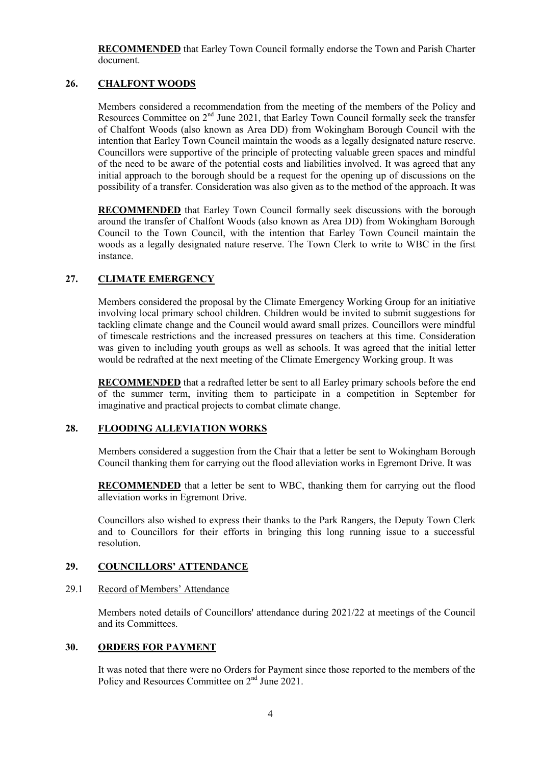**RECOMMENDED** that Earley Town Council formally endorse the Town and Parish Charter document.

## 26. CHALFONT WOODS

Members considered a recommendation from the meeting of the members of the Policy and Resources Committee on 2nd June 2021, that Earley Town Council formally seek the transfer of Chalfont Woods (also known as Area DD) from Wokingham Borough Council with the intention that Earley Town Council maintain the woods as a legally designated nature reserve. Councillors were supportive of the principle of protecting valuable green spaces and mindful of the need to be aware of the potential costs and liabilities involved. It was agreed that any initial approach to the borough should be a request for the opening up of discussions on the possibility of a transfer. Consideration was also given as to the method of the approach. It was

**RECOMMENDED** that Earley Town Council formally seek discussions with the borough around the transfer of Chalfont Woods (also known as Area DD) from Wokingham Borough Council to the Town Council, with the intention that Earley Town Council maintain the woods as a legally designated nature reserve. The Town Clerk to write to WBC in the first instance.

## 27. CLIMATE EMERGENCY

Members considered the proposal by the Climate Emergency Working Group for an initiative involving local primary school children. Children would be invited to submit suggestions for tackling climate change and the Council would award small prizes. Councillors were mindful of timescale restrictions and the increased pressures on teachers at this time. Consideration was given to including youth groups as well as schools. It was agreed that the initial letter would be redrafted at the next meeting of the Climate Emergency Working group. It was

**RECOMMENDED** that a redrafted letter be sent to all Earley primary schools before the end of the summer term, inviting them to participate in a competition in September for imaginative and practical projects to combat climate change.

## 28. FLOODING ALLEVIATION WORKS

Members considered a suggestion from the Chair that a letter be sent to Wokingham Borough Council thanking them for carrying out the flood alleviation works in Egremont Drive. It was

**RECOMMENDED** that a letter be sent to WBC, thanking them for carrying out the flood alleviation works in Egremont Drive.

Councillors also wished to express their thanks to the Park Rangers, the Deputy Town Clerk and to Councillors for their efforts in bringing this long running issue to a successful resolution.

## 29. COUNCILLORS' ATTENDANCE

### 29.1 Record of Members' Attendance

Members noted details of Councillors' attendance during 2021/22 at meetings of the Council and its Committees.

## 30. ORDERS FOR PAYMENT

It was noted that there were no Orders for Payment since those reported to the members of the Policy and Resources Committee on 2nd June 2021.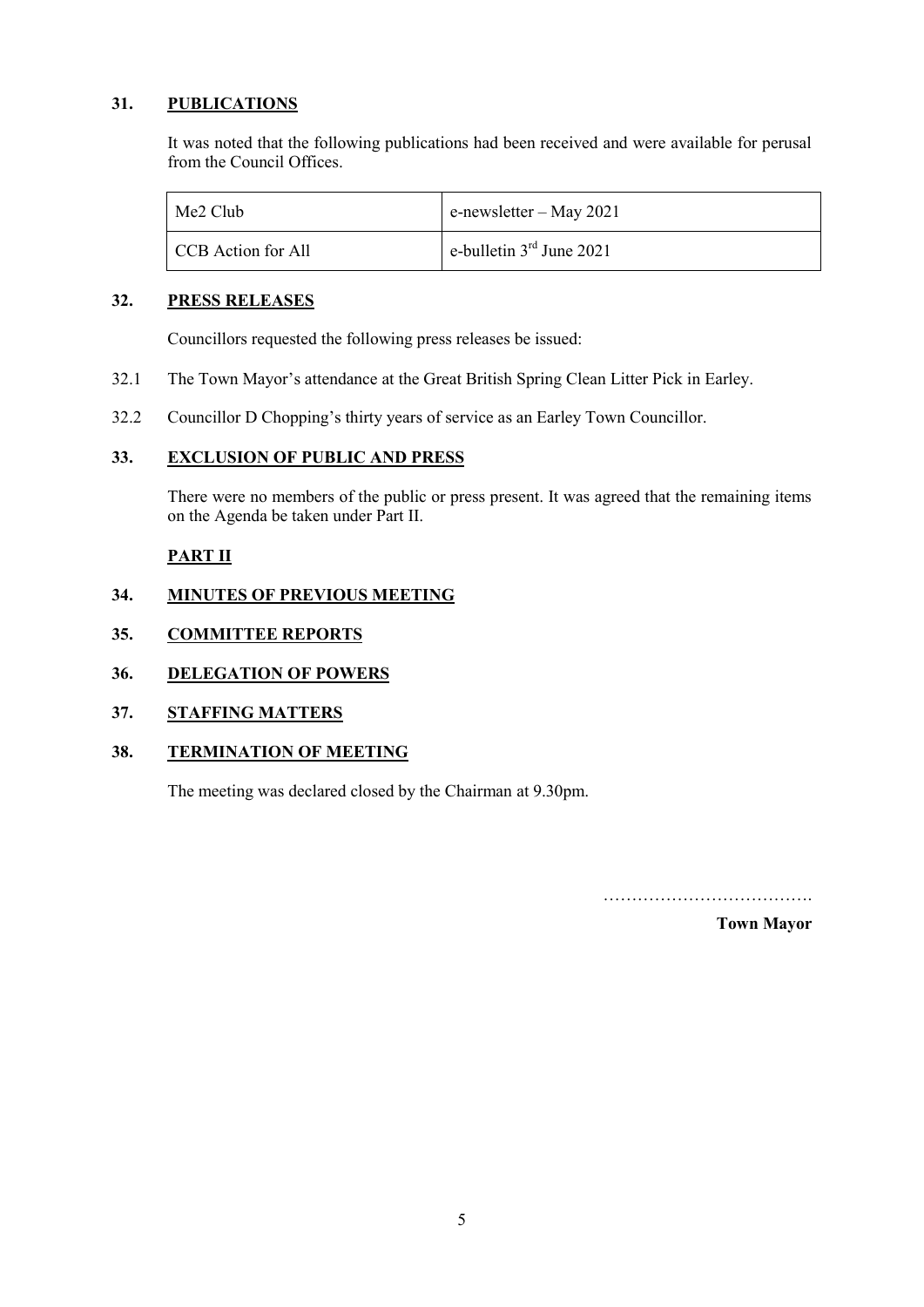## 31. PUBLICATIONS

It was noted that the following publications had been received and were available for perusal from the Council Offices.

| | |
|---|---|
| Me2 Club | e-newsletter – May 2021 |
| CCB Action for All | e-bulletin 3rd June 2021 |

## 32. PRESS RELEASES

Councillors requested the following press releases be issued:

32.1 The Town Mayor's attendance at the Great British Spring Clean Litter Pick in Earley.

32.2 Councillor D Chopping's thirty years of service as an Earley Town Councillor.

## 33. EXCLUSION OF PUBLIC AND PRESS

There were no members of the public or press present. It was agreed that the remaining items on the Agenda be taken under Part II.

## PART II

## 34. MINUTES OF PREVIOUS MEETING

## 35. COMMITTEE REPORTS

## 36. DELEGATION OF POWERS

## 37. STAFFING MATTERS

## 38. TERMINATION OF MEETING

The meeting was declared closed by the Chairman at 9.30pm.

……………………………….

**Town Mayor**